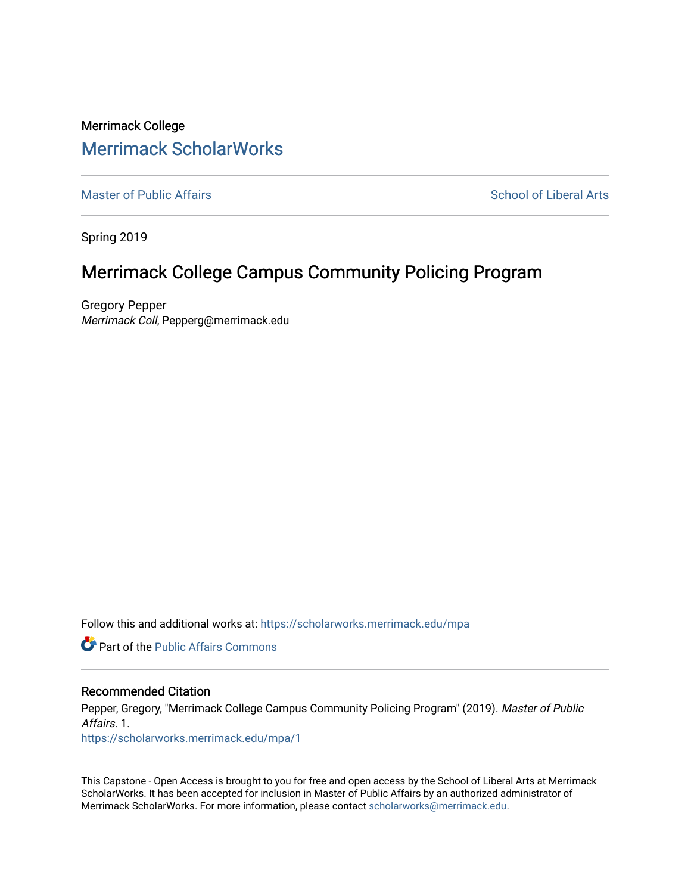Merrimack College

# Merrimack ScholarWorks

Master of Public Affairs

School of Liberal Arts

Spring 2019

## Merrimack College Campus Community Policing Program

Gregory Pepper
*Merrimack Coll*, Pepperg@merrimack.edu

Follow this and additional works at: https://scholarworks.merrimack.edu/mpa

Part of the Public Affairs Commons

### Recommended Citation

Pepper, Gregory, "Merrimack College Campus Community Policing Program" (2019). *Master of Public Affairs*. 1.
https://scholarworks.merrimack.edu/mpa/1

This Capstone - Open Access is brought to you for free and open access by the School of Liberal Arts at Merrimack ScholarWorks. It has been accepted for inclusion in Master of Public Affairs by an authorized administrator of Merrimack ScholarWorks. For more information, please contact scholarworks@merrimack.edu.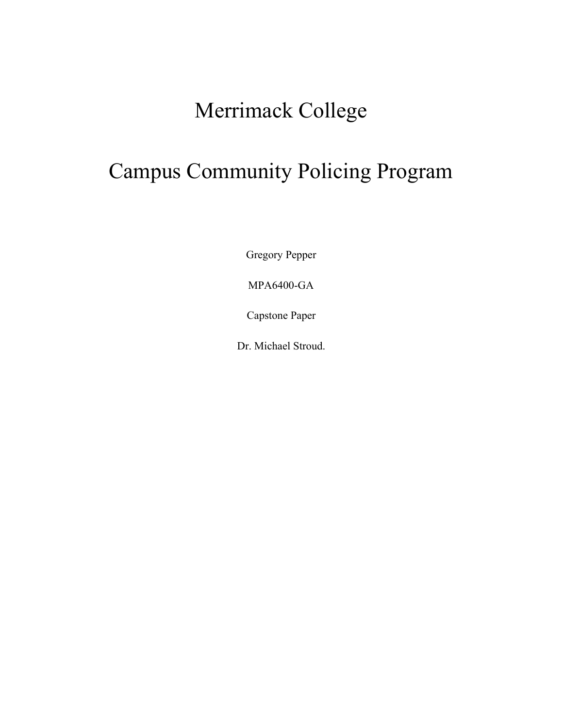# Merrimack College

# Campus Community Policing Program

Gregory Pepper

MPA6400-GA

Capstone Paper

Dr. Michael Stroud.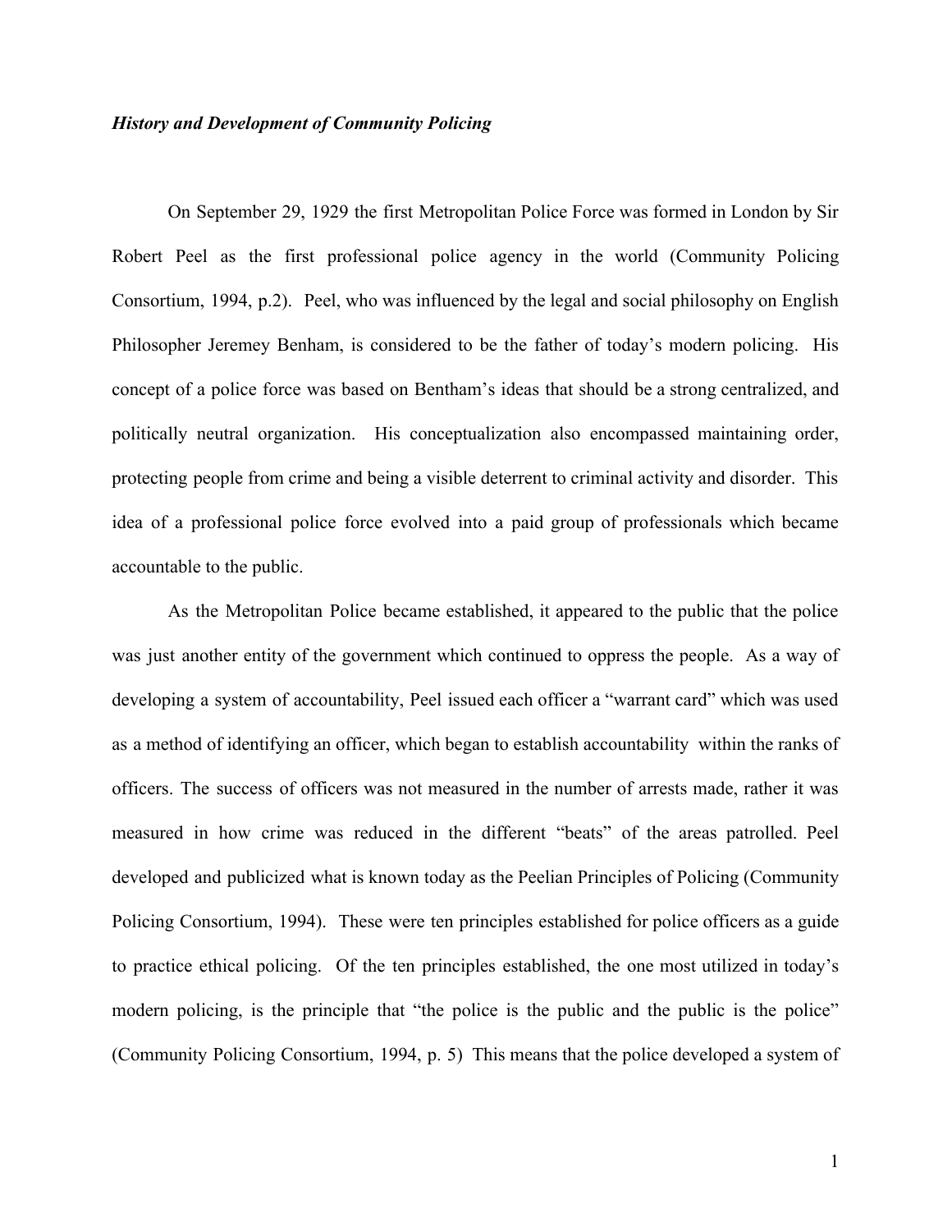*History and Development of Community Policing*

On September 29, 1929 the first Metropolitan Police Force was formed in London by Sir Robert Peel as the first professional police agency in the world (Community Policing Consortium, 1994, p.2). Peel, who was influenced by the legal and social philosophy on English Philosopher Jeremey Benham, is considered to be the father of today's modern policing. His concept of a police force was based on Bentham's ideas that should be a strong centralized, and politically neutral organization. His conceptualization also encompassed maintaining order, protecting people from crime and being a visible deterrent to criminal activity and disorder. This idea of a professional police force evolved into a paid group of professionals which became accountable to the public.

As the Metropolitan Police became established, it appeared to the public that the police was just another entity of the government which continued to oppress the people. As a way of developing a system of accountability, Peel issued each officer a "warrant card" which was used as a method of identifying an officer, which began to establish accountability within the ranks of officers. The success of officers was not measured in the number of arrests made, rather it was measured in how crime was reduced in the different "beats" of the areas patrolled. Peel developed and publicized what is known today as the Peelian Principles of Policing (Community Policing Consortium, 1994). These were ten principles established for police officers as a guide to practice ethical policing. Of the ten principles established, the one most utilized in today's modern policing, is the principle that "the police is the public and the public is the police" (Community Policing Consortium, 1994, p. 5) This means that the police developed a system of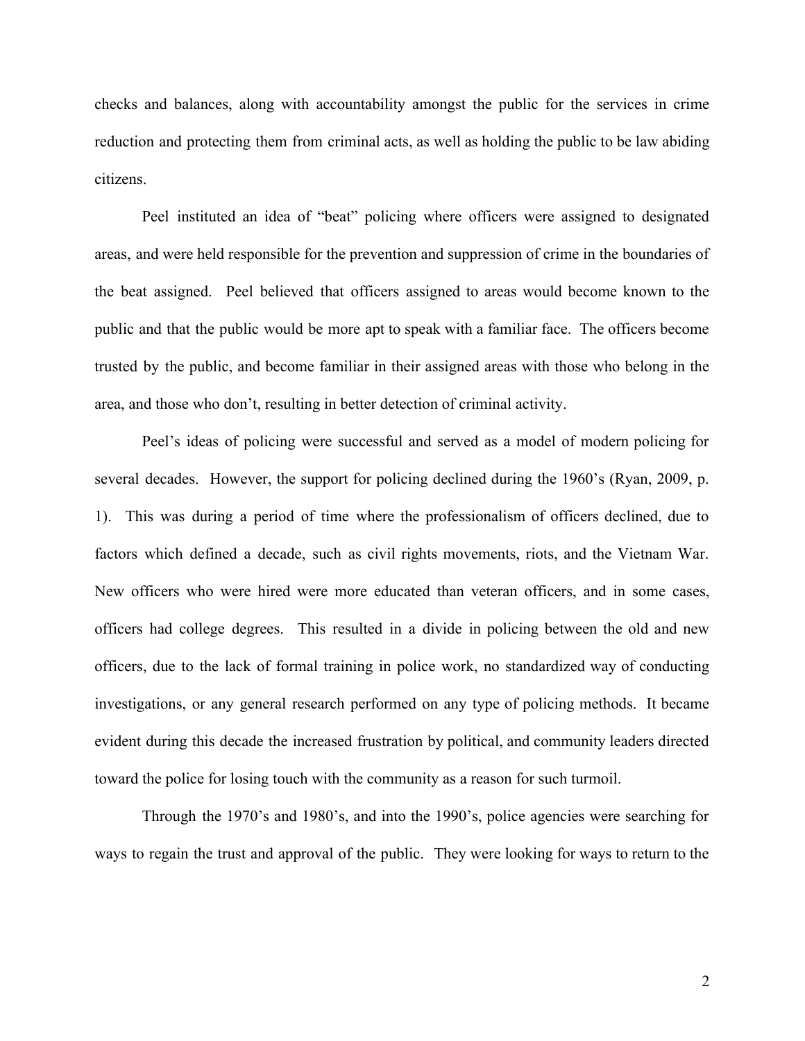checks and balances, along with accountability amongst the public for the services in crime reduction and protecting them from criminal acts, as well as holding the public to be law abiding citizens.

Peel instituted an idea of "beat" policing where officers were assigned to designated areas, and were held responsible for the prevention and suppression of crime in the boundaries of the beat assigned. Peel believed that officers assigned to areas would become known to the public and that the public would be more apt to speak with a familiar face. The officers become trusted by the public, and become familiar in their assigned areas with those who belong in the area, and those who don't, resulting in better detection of criminal activity.

Peel's ideas of policing were successful and served as a model of modern policing for several decades. However, the support for policing declined during the 1960's (Ryan, 2009, p. 1). This was during a period of time where the professionalism of officers declined, due to factors which defined a decade, such as civil rights movements, riots, and the Vietnam War. New officers who were hired were more educated than veteran officers, and in some cases, officers had college degrees. This resulted in a divide in policing between the old and new officers, due to the lack of formal training in police work, no standardized way of conducting investigations, or any general research performed on any type of policing methods. It became evident during this decade the increased frustration by political, and community leaders directed toward the police for losing touch with the community as a reason for such turmoil.

Through the 1970's and 1980's, and into the 1990's, police agencies were searching for ways to regain the trust and approval of the public. They were looking for ways to return to the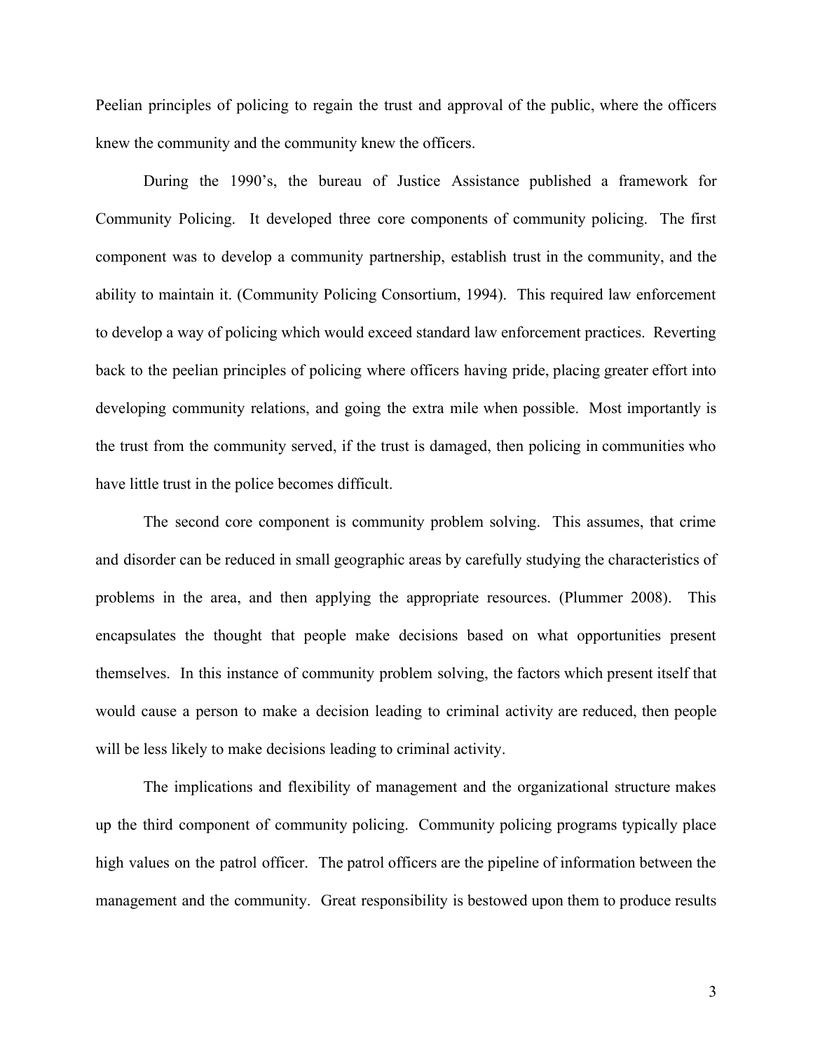Peelian principles of policing to regain the trust and approval of the public, where the officers knew the community and the community knew the officers.

During the 1990's, the bureau of Justice Assistance published a framework for Community Policing. It developed three core components of community policing. The first component was to develop a community partnership, establish trust in the community, and the ability to maintain it. (Community Policing Consortium, 1994). This required law enforcement to develop a way of policing which would exceed standard law enforcement practices. Reverting back to the peelian principles of policing where officers having pride, placing greater effort into developing community relations, and going the extra mile when possible. Most importantly is the trust from the community served, if the trust is damaged, then policing in communities who have little trust in the police becomes difficult.

The second core component is community problem solving. This assumes, that crime and disorder can be reduced in small geographic areas by carefully studying the characteristics of problems in the area, and then applying the appropriate resources. (Plummer 2008). This encapsulates the thought that people make decisions based on what opportunities present themselves. In this instance of community problem solving, the factors which present itself that would cause a person to make a decision leading to criminal activity are reduced, then people will be less likely to make decisions leading to criminal activity.

The implications and flexibility of management and the organizational structure makes up the third component of community policing. Community policing programs typically place high values on the patrol officer. The patrol officers are the pipeline of information between the management and the community. Great responsibility is bestowed upon them to produce results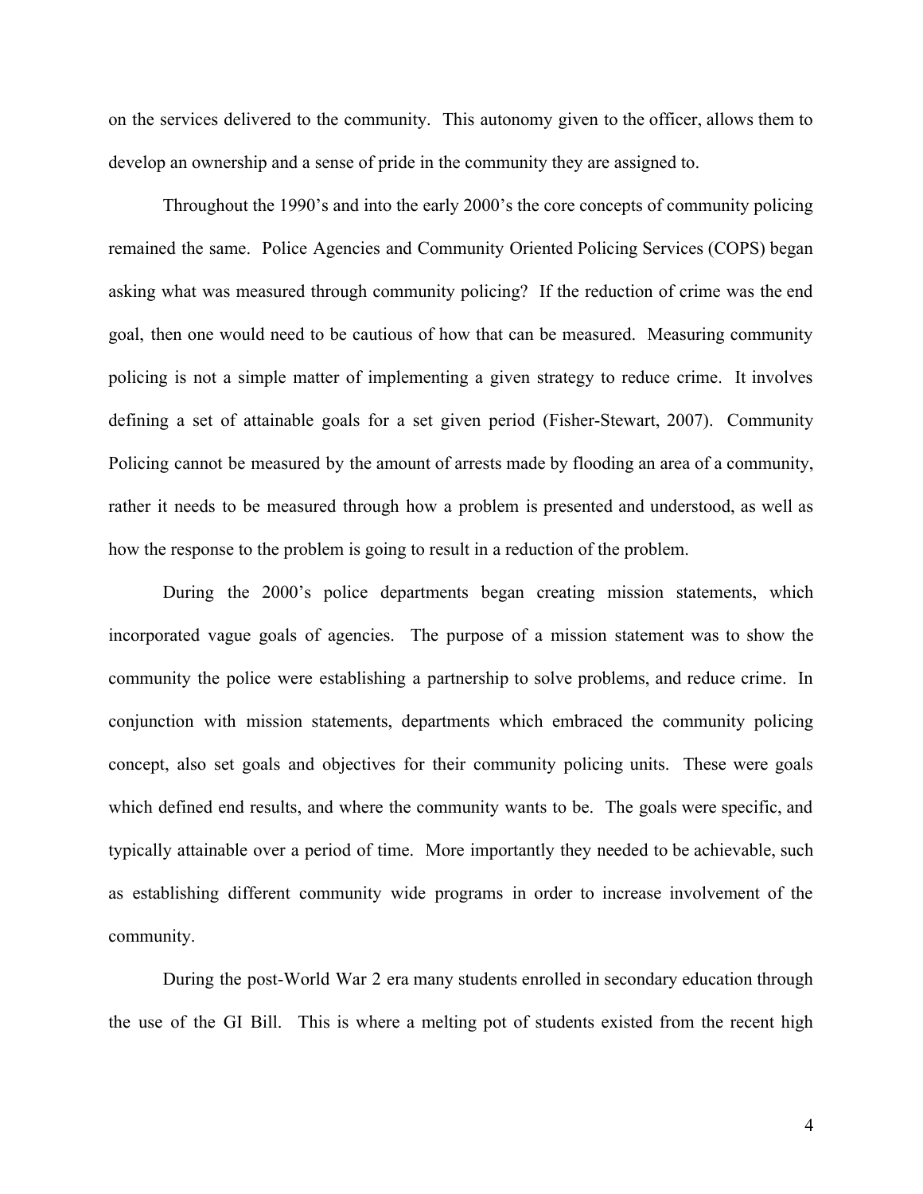on the services delivered to the community. This autonomy given to the officer, allows them to develop an ownership and a sense of pride in the community they are assigned to.

Throughout the 1990's and into the early 2000's the core concepts of community policing remained the same. Police Agencies and Community Oriented Policing Services (COPS) began asking what was measured through community policing? If the reduction of crime was the end goal, then one would need to be cautious of how that can be measured. Measuring community policing is not a simple matter of implementing a given strategy to reduce crime. It involves defining a set of attainable goals for a set given period (Fisher-Stewart, 2007). Community Policing cannot be measured by the amount of arrests made by flooding an area of a community, rather it needs to be measured through how a problem is presented and understood, as well as how the response to the problem is going to result in a reduction of the problem.

During the 2000's police departments began creating mission statements, which incorporated vague goals of agencies. The purpose of a mission statement was to show the community the police were establishing a partnership to solve problems, and reduce crime. In conjunction with mission statements, departments which embraced the community policing concept, also set goals and objectives for their community policing units. These were goals which defined end results, and where the community wants to be. The goals were specific, and typically attainable over a period of time. More importantly they needed to be achievable, such as establishing different community wide programs in order to increase involvement of the community.

During the post-World War 2 era many students enrolled in secondary education through the use of the GI Bill. This is where a melting pot of students existed from the recent high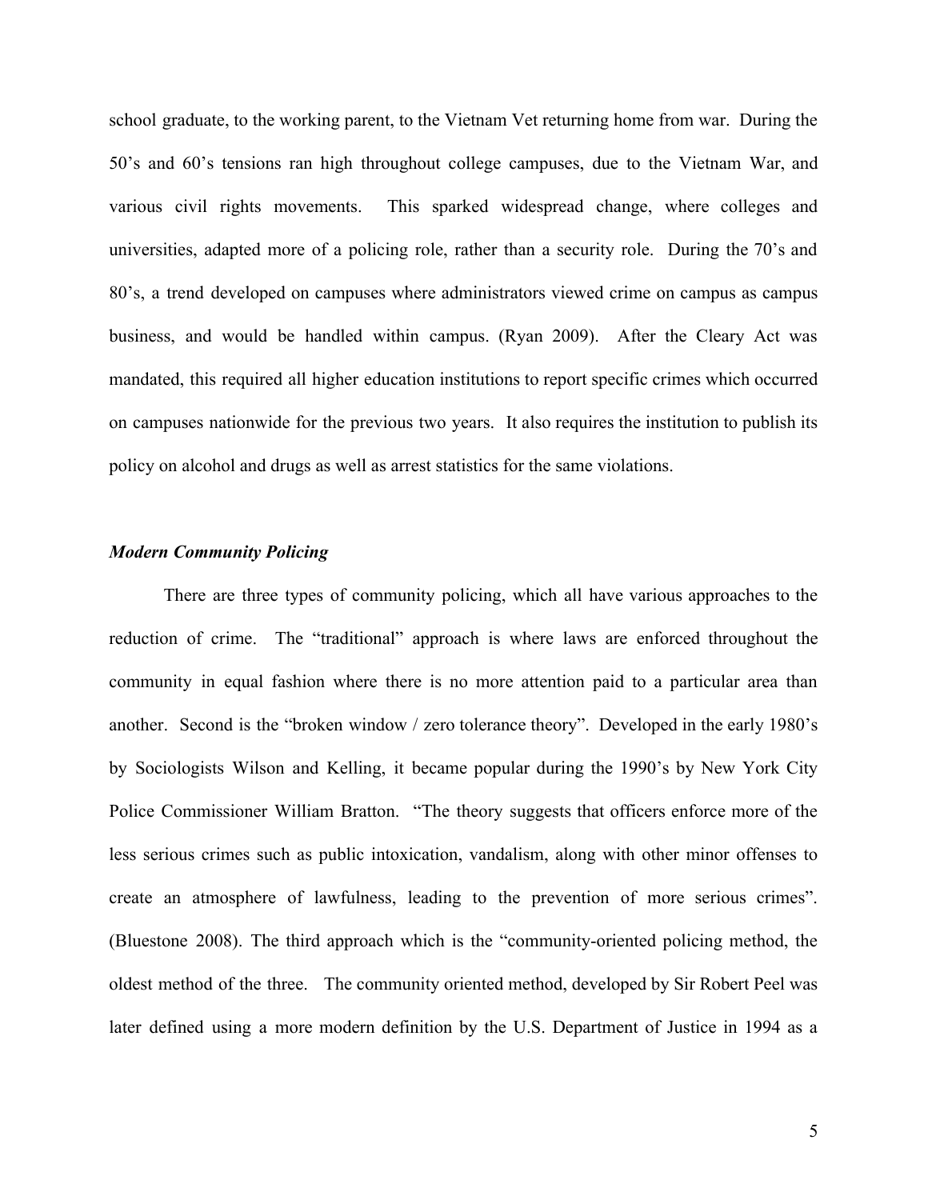school graduate, to the working parent, to the Vietnam Vet returning home from war. During the 50's and 60's tensions ran high throughout college campuses, due to the Vietnam War, and various civil rights movements. This sparked widespread change, where colleges and universities, adapted more of a policing role, rather than a security role. During the 70's and 80's, a trend developed on campuses where administrators viewed crime on campus as campus business, and would be handled within campus. (Ryan 2009). After the Cleary Act was mandated, this required all higher education institutions to report specific crimes which occurred on campuses nationwide for the previous two years. It also requires the institution to publish its policy on alcohol and drugs as well as arrest statistics for the same violations.

### *Modern Community Policing*

There are three types of community policing, which all have various approaches to the reduction of crime. The "traditional" approach is where laws are enforced throughout the community in equal fashion where there is no more attention paid to a particular area than another. Second is the "broken window / zero tolerance theory". Developed in the early 1980's by Sociologists Wilson and Kelling, it became popular during the 1990's by New York City Police Commissioner William Bratton. "The theory suggests that officers enforce more of the less serious crimes such as public intoxication, vandalism, along with other minor offenses to create an atmosphere of lawfulness, leading to the prevention of more serious crimes". (Bluestone 2008). The third approach which is the "community-oriented policing method, the oldest method of the three. The community oriented method, developed by Sir Robert Peel was later defined using a more modern definition by the U.S. Department of Justice in 1994 as a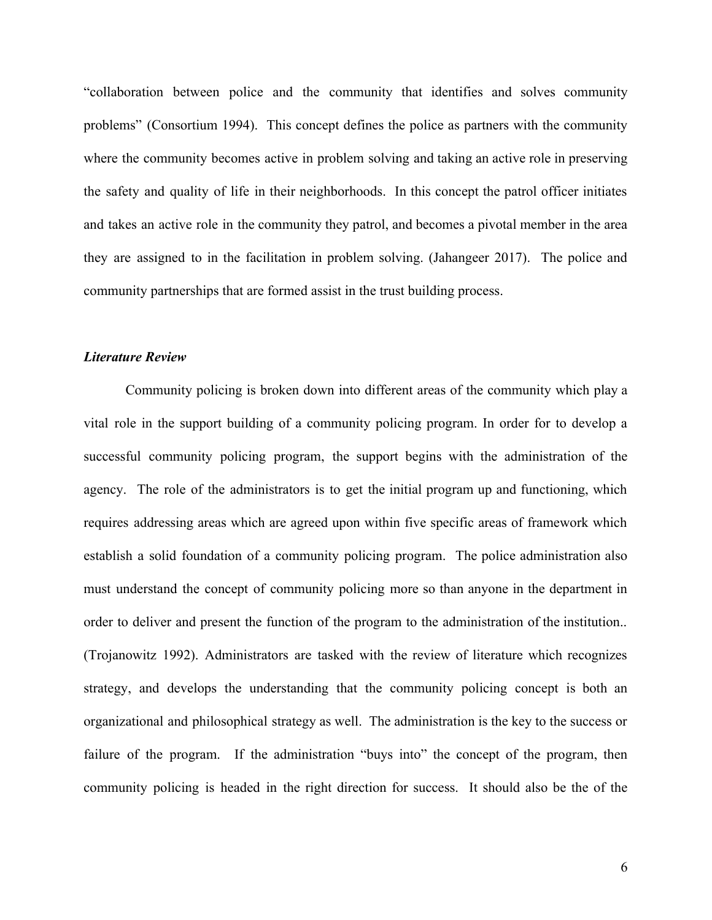"collaboration between police and the community that identifies and solves community problems" (Consortium 1994). This concept defines the police as partners with the community where the community becomes active in problem solving and taking an active role in preserving the safety and quality of life in their neighborhoods. In this concept the patrol officer initiates and takes an active role in the community they patrol, and becomes a pivotal member in the area they are assigned to in the facilitation in problem solving. (Jahangeer 2017). The police and community partnerships that are formed assist in the trust building process.

### *Literature Review*

Community policing is broken down into different areas of the community which play a vital role in the support building of a community policing program. In order for to develop a successful community policing program, the support begins with the administration of the agency. The role of the administrators is to get the initial program up and functioning, which requires addressing areas which are agreed upon within five specific areas of framework which establish a solid foundation of a community policing program. The police administration also must understand the concept of community policing more so than anyone in the department in order to deliver and present the function of the program to the administration of the institution.. (Trojanowitz 1992). Administrators are tasked with the review of literature which recognizes strategy, and develops the understanding that the community policing concept is both an organizational and philosophical strategy as well. The administration is the key to the success or failure of the program. If the administration "buys into" the concept of the program, then community policing is headed in the right direction for success. It should also be the of the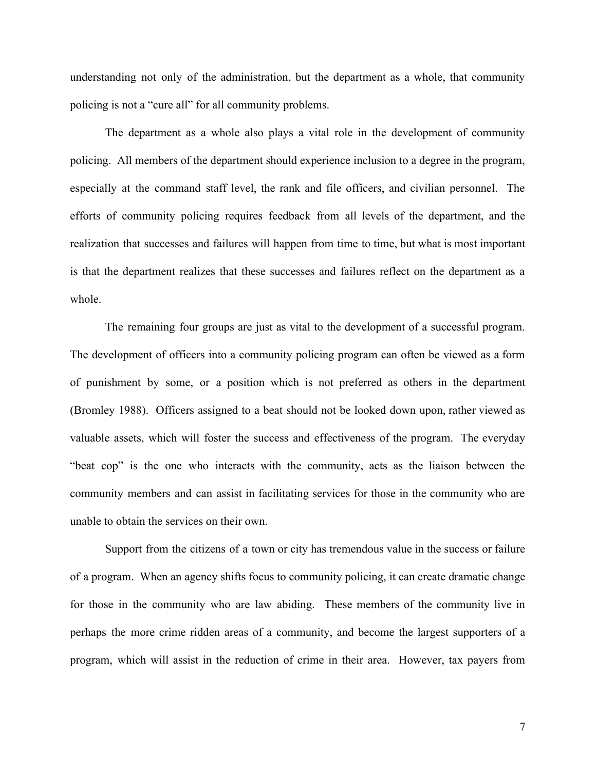understanding not only of the administration, but the department as a whole, that community policing is not a "cure all" for all community problems.

The department as a whole also plays a vital role in the development of community policing. All members of the department should experience inclusion to a degree in the program, especially at the command staff level, the rank and file officers, and civilian personnel. The efforts of community policing requires feedback from all levels of the department, and the realization that successes and failures will happen from time to time, but what is most important is that the department realizes that these successes and failures reflect on the department as a whole.

The remaining four groups are just as vital to the development of a successful program. The development of officers into a community policing program can often be viewed as a form of punishment by some, or a position which is not preferred as others in the department (Bromley 1988). Officers assigned to a beat should not be looked down upon, rather viewed as valuable assets, which will foster the success and effectiveness of the program. The everyday "beat cop" is the one who interacts with the community, acts as the liaison between the community members and can assist in facilitating services for those in the community who are unable to obtain the services on their own.

Support from the citizens of a town or city has tremendous value in the success or failure of a program. When an agency shifts focus to community policing, it can create dramatic change for those in the community who are law abiding. These members of the community live in perhaps the more crime ridden areas of a community, and become the largest supporters of a program, which will assist in the reduction of crime in their area. However, tax payers from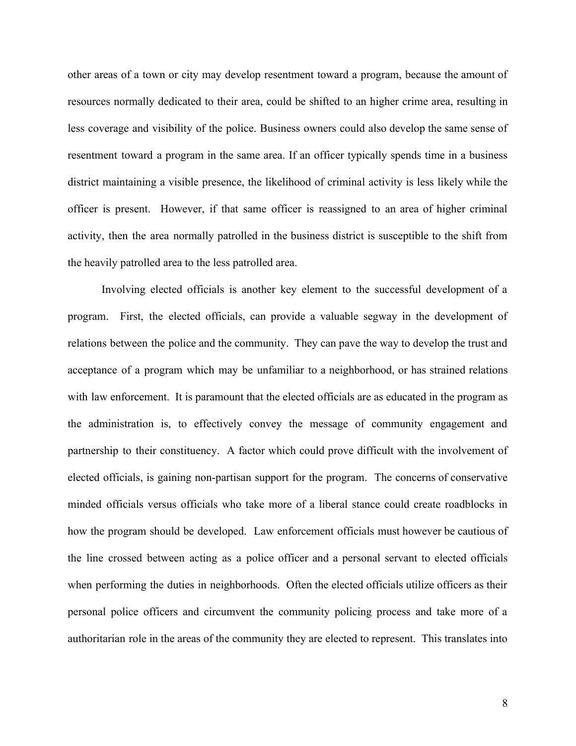other areas of a town or city may develop resentment toward a program, because the amount of resources normally dedicated to their area, could be shifted to an higher crime area, resulting in less coverage and visibility of the police. Business owners could also develop the same sense of resentment toward a program in the same area. If an officer typically spends time in a business district maintaining a visible presence, the likelihood of criminal activity is less likely while the officer is present. However, if that same officer is reassigned to an area of higher criminal activity, then the area normally patrolled in the business district is susceptible to the shift from the heavily patrolled area to the less patrolled area.

Involving elected officials is another key element to the successful development of a program. First, the elected officials, can provide a valuable segway in the development of relations between the police and the community. They can pave the way to develop the trust and acceptance of a program which may be unfamiliar to a neighborhood, or has strained relations with law enforcement. It is paramount that the elected officials are as educated in the program as the administration is, to effectively convey the message of community engagement and partnership to their constituency. A factor which could prove difficult with the involvement of elected officials, is gaining non-partisan support for the program. The concerns of conservative minded officials versus officials who take more of a liberal stance could create roadblocks in how the program should be developed. Law enforcement officials must however be cautious of the line crossed between acting as a police officer and a personal servant to elected officials when performing the duties in neighborhoods. Often the elected officials utilize officers as their personal police officers and circumvent the community policing process and take more of a authoritarian role in the areas of the community they are elected to represent. This translates into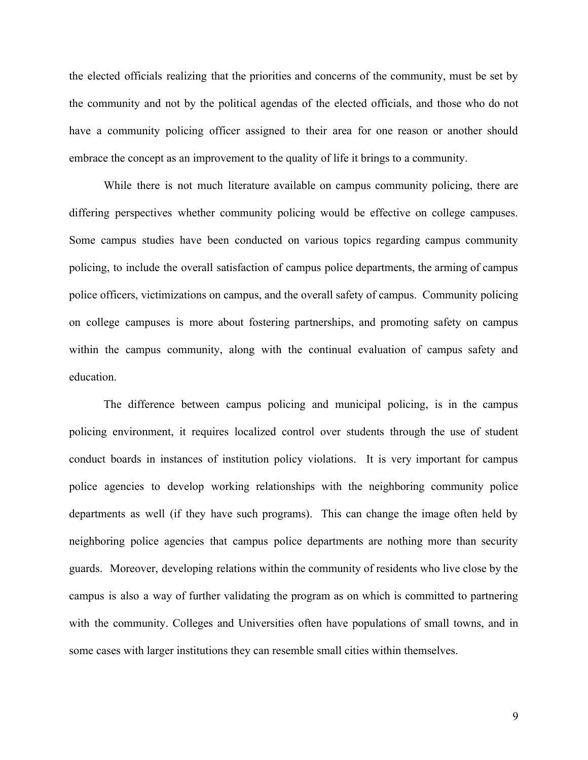the elected officials realizing that the priorities and concerns of the community, must be set by the community and not by the political agendas of the elected officials, and those who do not have a community policing officer assigned to their area for one reason or another should embrace the concept as an improvement to the quality of life it brings to a community.

While there is not much literature available on campus community policing, there are differing perspectives whether community policing would be effective on college campuses. Some campus studies have been conducted on various topics regarding campus community policing, to include the overall satisfaction of campus police departments, the arming of campus police officers, victimizations on campus, and the overall safety of campus. Community policing on college campuses is more about fostering partnerships, and promoting safety on campus within the campus community, along with the continual evaluation of campus safety and education.

The difference between campus policing and municipal policing, is in the campus policing environment, it requires localized control over students through the use of student conduct boards in instances of institution policy violations. It is very important for campus police agencies to develop working relationships with the neighboring community police departments as well (if they have such programs). This can change the image often held by neighboring police agencies that campus police departments are nothing more than security guards. Moreover, developing relations within the community of residents who live close by the campus is also a way of further validating the program as on which is committed to partnering with the community. Colleges and Universities often have populations of small towns, and in some cases with larger institutions they can resemble small cities within themselves.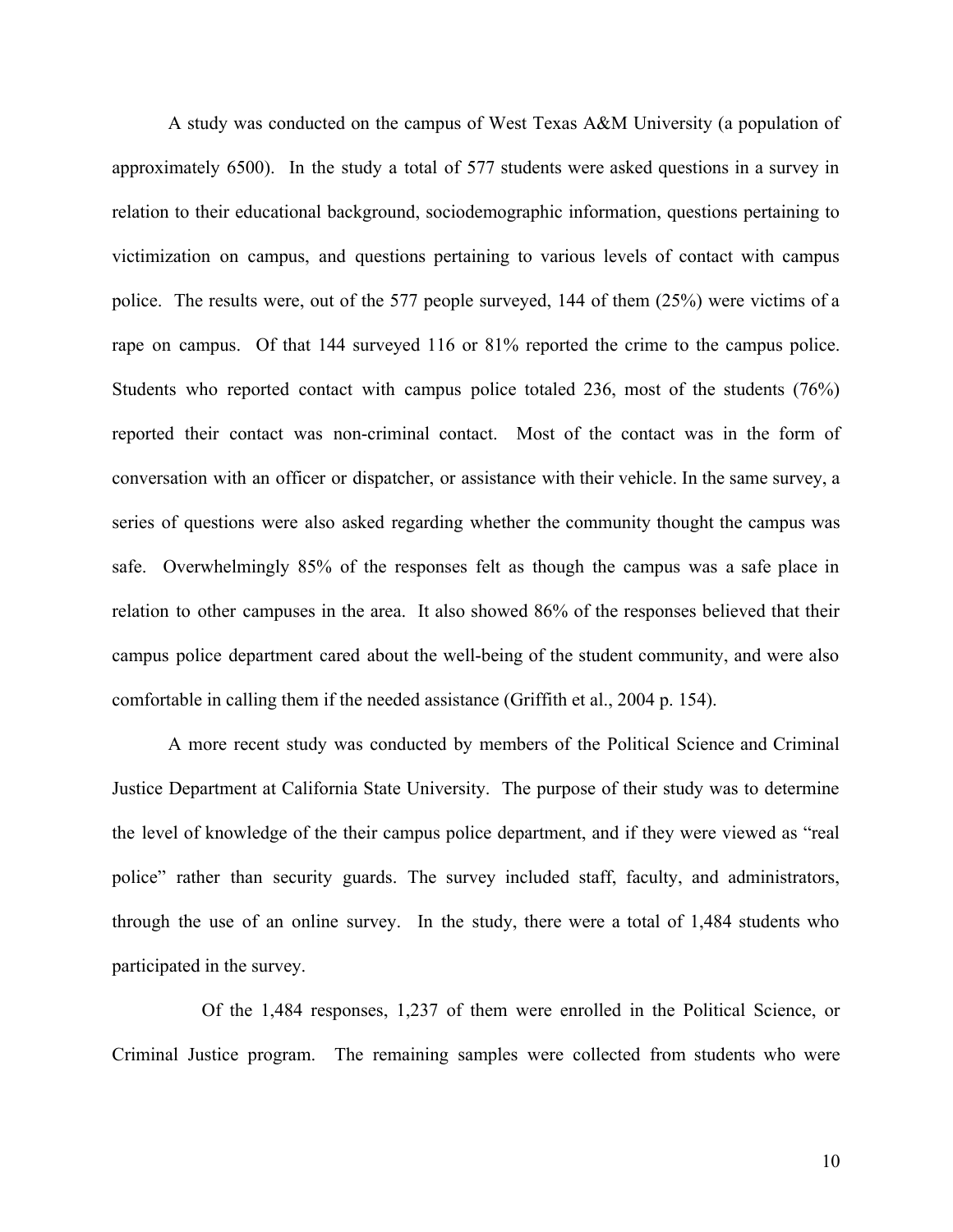A study was conducted on the campus of West Texas A&M University (a population of approximately 6500). In the study a total of 577 students were asked questions in a survey in relation to their educational background, sociodemographic information, questions pertaining to victimization on campus, and questions pertaining to various levels of contact with campus police. The results were, out of the 577 people surveyed, 144 of them (25%) were victims of a rape on campus. Of that 144 surveyed 116 or 81% reported the crime to the campus police. Students who reported contact with campus police totaled 236, most of the students (76%) reported their contact was non-criminal contact. Most of the contact was in the form of conversation with an officer or dispatcher, or assistance with their vehicle. In the same survey, a series of questions were also asked regarding whether the community thought the campus was safe. Overwhelmingly 85% of the responses felt as though the campus was a safe place in relation to other campuses in the area. It also showed 86% of the responses believed that their campus police department cared about the well-being of the student community, and were also comfortable in calling them if the needed assistance (Griffith et al., 2004 p. 154).

A more recent study was conducted by members of the Political Science and Criminal Justice Department at California State University. The purpose of their study was to determine the level of knowledge of the their campus police department, and if they were viewed as "real police" rather than security guards. The survey included staff, faculty, and administrators, through the use of an online survey. In the study, there were a total of 1,484 students who participated in the survey.

Of the 1,484 responses, 1,237 of them were enrolled in the Political Science, or Criminal Justice program. The remaining samples were collected from students who were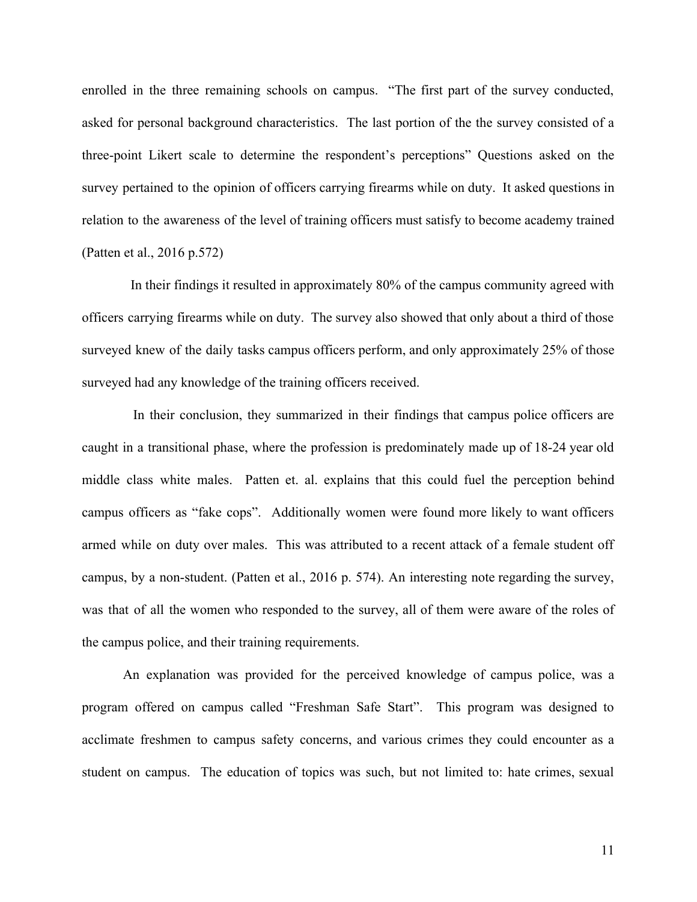enrolled in the three remaining schools on campus. "The first part of the survey conducted, asked for personal background characteristics. The last portion of the the survey consisted of a three-point Likert scale to determine the respondent's perceptions" Questions asked on the survey pertained to the opinion of officers carrying firearms while on duty. It asked questions in relation to the awareness of the level of training officers must satisfy to become academy trained (Patten et al., 2016 p.572)

In their findings it resulted in approximately 80% of the campus community agreed with officers carrying firearms while on duty. The survey also showed that only about a third of those surveyed knew of the daily tasks campus officers perform, and only approximately 25% of those surveyed had any knowledge of the training officers received.

In their conclusion, they summarized in their findings that campus police officers are caught in a transitional phase, where the profession is predominately made up of 18-24 year old middle class white males. Patten et. al. explains that this could fuel the perception behind campus officers as "fake cops". Additionally women were found more likely to want officers armed while on duty over males. This was attributed to a recent attack of a female student off campus, by a non-student. (Patten et al., 2016 p. 574). An interesting note regarding the survey, was that of all the women who responded to the survey, all of them were aware of the roles of the campus police, and their training requirements.

An explanation was provided for the perceived knowledge of campus police, was a program offered on campus called "Freshman Safe Start". This program was designed to acclimate freshmen to campus safety concerns, and various crimes they could encounter as a student on campus. The education of topics was such, but not limited to: hate crimes, sexual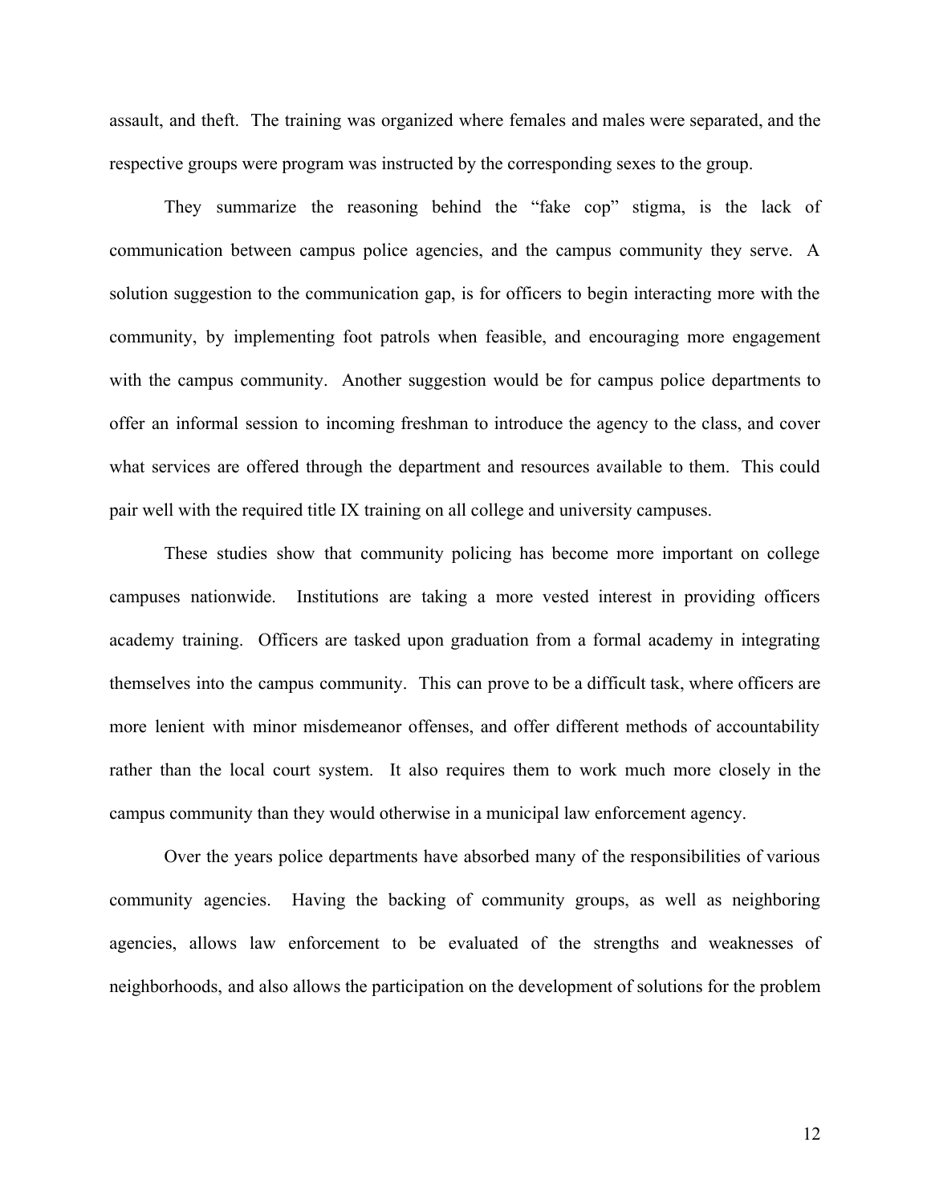assault, and theft. The training was organized where females and males were separated, and the respective groups were program was instructed by the corresponding sexes to the group.

They summarize the reasoning behind the "fake cop" stigma, is the lack of communication between campus police agencies, and the campus community they serve. A solution suggestion to the communication gap, is for officers to begin interacting more with the community, by implementing foot patrols when feasible, and encouraging more engagement with the campus community. Another suggestion would be for campus police departments to offer an informal session to incoming freshman to introduce the agency to the class, and cover what services are offered through the department and resources available to them. This could pair well with the required title IX training on all college and university campuses.

These studies show that community policing has become more important on college campuses nationwide. Institutions are taking a more vested interest in providing officers academy training. Officers are tasked upon graduation from a formal academy in integrating themselves into the campus community. This can prove to be a difficult task, where officers are more lenient with minor misdemeanor offenses, and offer different methods of accountability rather than the local court system. It also requires them to work much more closely in the campus community than they would otherwise in a municipal law enforcement agency.

Over the years police departments have absorbed many of the responsibilities of various community agencies. Having the backing of community groups, as well as neighboring agencies, allows law enforcement to be evaluated of the strengths and weaknesses of neighborhoods, and also allows the participation on the development of solutions for the problem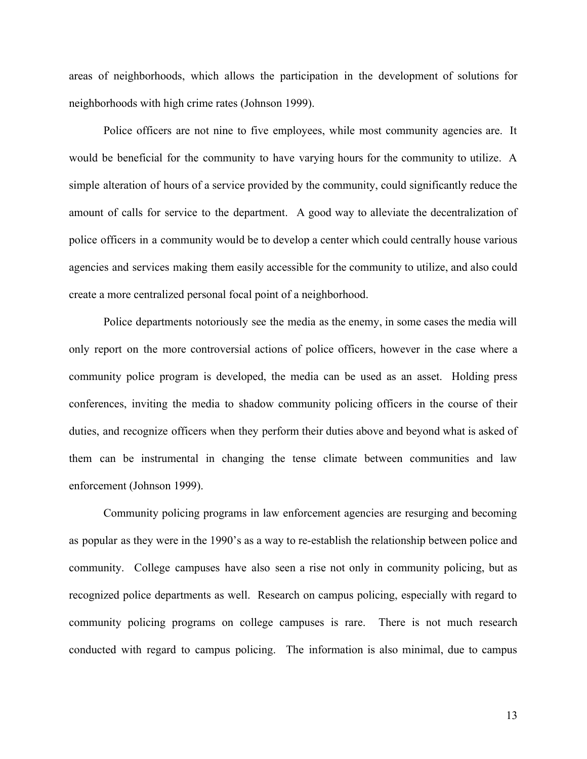areas of neighborhoods, which allows the participation in the development of solutions for neighborhoods with high crime rates (Johnson 1999).

Police officers are not nine to five employees, while most community agencies are. It would be beneficial for the community to have varying hours for the community to utilize. A simple alteration of hours of a service provided by the community, could significantly reduce the amount of calls for service to the department. A good way to alleviate the decentralization of police officers in a community would be to develop a center which could centrally house various agencies and services making them easily accessible for the community to utilize, and also could create a more centralized personal focal point of a neighborhood.

Police departments notoriously see the media as the enemy, in some cases the media will only report on the more controversial actions of police officers, however in the case where a community police program is developed, the media can be used as an asset. Holding press conferences, inviting the media to shadow community policing officers in the course of their duties, and recognize officers when they perform their duties above and beyond what is asked of them can be instrumental in changing the tense climate between communities and law enforcement (Johnson 1999).

Community policing programs in law enforcement agencies are resurging and becoming as popular as they were in the 1990's as a way to re-establish the relationship between police and community. College campuses have also seen a rise not only in community policing, but as recognized police departments as well. Research on campus policing, especially with regard to community policing programs on college campuses is rare. There is not much research conducted with regard to campus policing. The information is also minimal, due to campus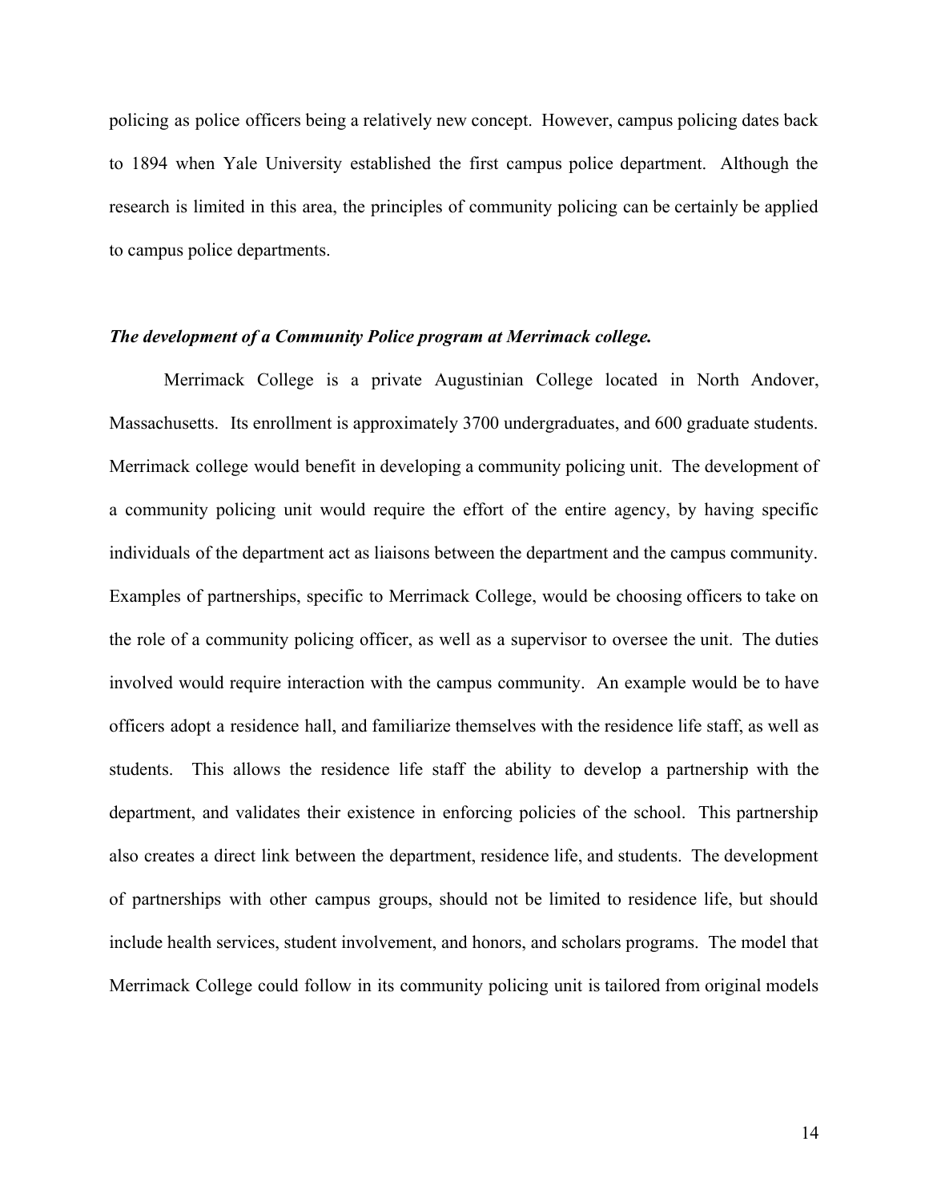policing as police officers being a relatively new concept. However, campus policing dates back to 1894 when Yale University established the first campus police department. Although the research is limited in this area, the principles of community policing can be certainly be applied to campus police departments.

***The development of a Community Police program at Merrimack college.***

Merrimack College is a private Augustinian College located in North Andover, Massachusetts. Its enrollment is approximately 3700 undergraduates, and 600 graduate students. Merrimack college would benefit in developing a community policing unit. The development of a community policing unit would require the effort of the entire agency, by having specific individuals of the department act as liaisons between the department and the campus community. Examples of partnerships, specific to Merrimack College, would be choosing officers to take on the role of a community policing officer, as well as a supervisor to oversee the unit. The duties involved would require interaction with the campus community. An example would be to have officers adopt a residence hall, and familiarize themselves with the residence life staff, as well as students. This allows the residence life staff the ability to develop a partnership with the department, and validates their existence in enforcing policies of the school. This partnership also creates a direct link between the department, residence life, and students. The development of partnerships with other campus groups, should not be limited to residence life, but should include health services, student involvement, and honors, and scholars programs. The model that Merrimack College could follow in its community policing unit is tailored from original models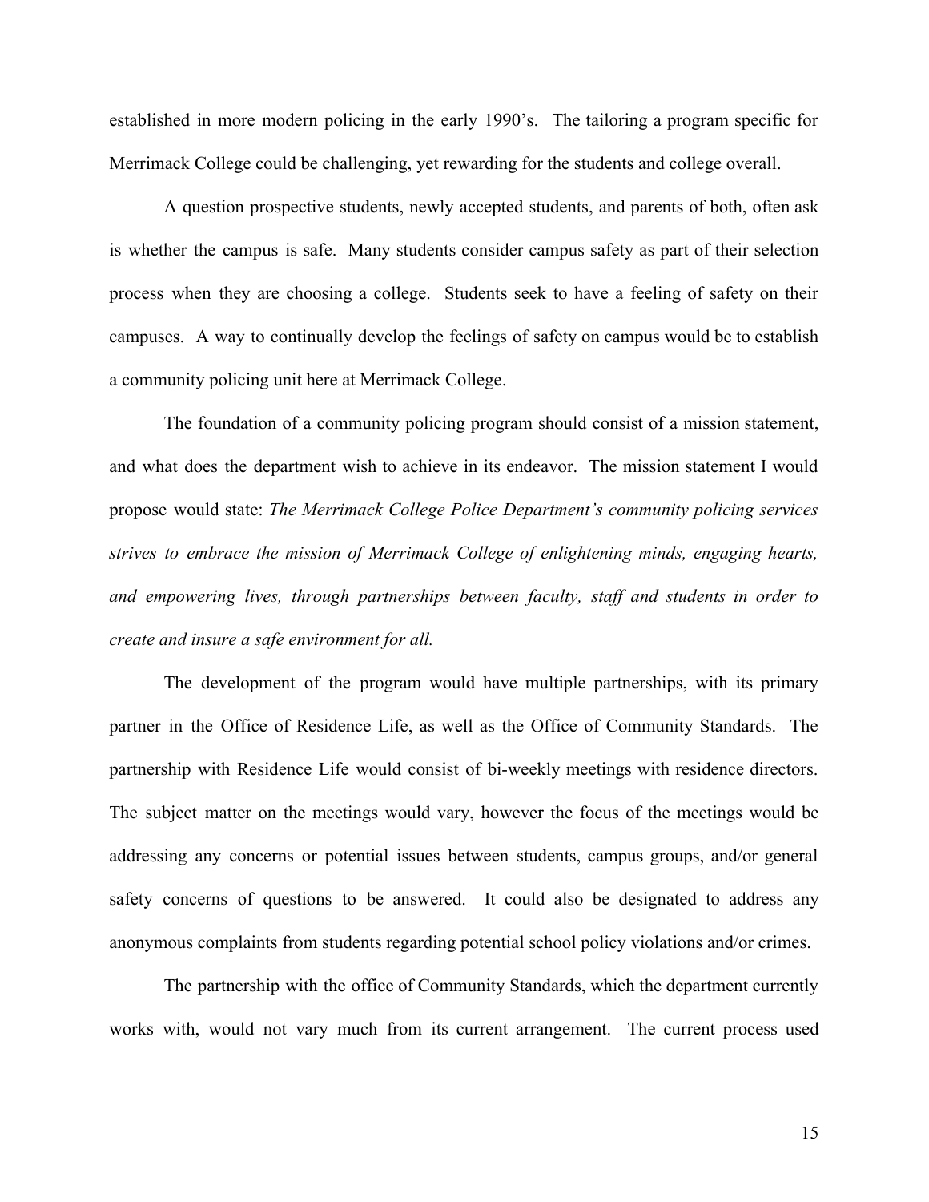established in more modern policing in the early 1990's. The tailoring a program specific for Merrimack College could be challenging, yet rewarding for the students and college overall.

A question prospective students, newly accepted students, and parents of both, often ask is whether the campus is safe. Many students consider campus safety as part of their selection process when they are choosing a college. Students seek to have a feeling of safety on their campuses. A way to continually develop the feelings of safety on campus would be to establish a community policing unit here at Merrimack College.

The foundation of a community policing program should consist of a mission statement, and what does the department wish to achieve in its endeavor. The mission statement I would propose would state: *The Merrimack College Police Department's community policing services strives to embrace the mission of Merrimack College of enlightening minds, engaging hearts, and empowering lives, through partnerships between faculty, staff and students in order to create and insure a safe environment for all.*

The development of the program would have multiple partnerships, with its primary partner in the Office of Residence Life, as well as the Office of Community Standards. The partnership with Residence Life would consist of bi-weekly meetings with residence directors. The subject matter on the meetings would vary, however the focus of the meetings would be addressing any concerns or potential issues between students, campus groups, and/or general safety concerns of questions to be answered. It could also be designated to address any anonymous complaints from students regarding potential school policy violations and/or crimes.

The partnership with the office of Community Standards, which the department currently works with, would not vary much from its current arrangement. The current process used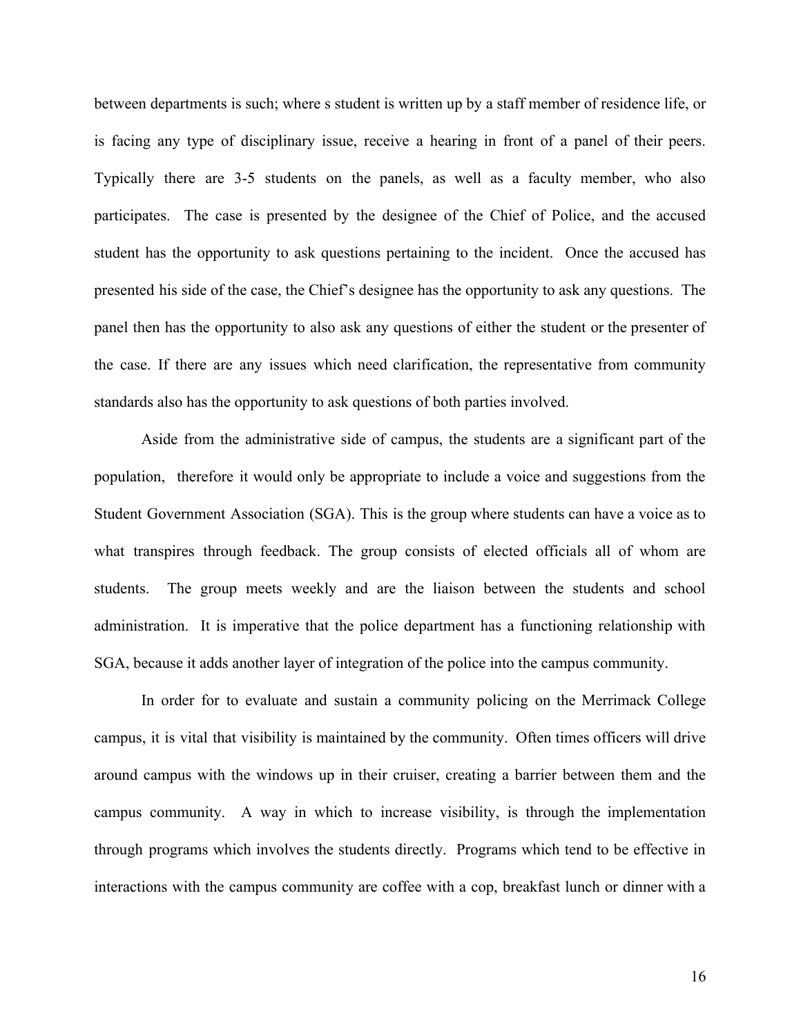between departments is such; where s student is written up by a staff member of residence life, or is facing any type of disciplinary issue, receive a hearing in front of a panel of their peers. Typically there are 3-5 students on the panels, as well as a faculty member, who also participates. The case is presented by the designee of the Chief of Police, and the accused student has the opportunity to ask questions pertaining to the incident. Once the accused has presented his side of the case, the Chief's designee has the opportunity to ask any questions. The panel then has the opportunity to also ask any questions of either the student or the presenter of the case. If there are any issues which need clarification, the representative from community standards also has the opportunity to ask questions of both parties involved.

Aside from the administrative side of campus, the students are a significant part of the population, therefore it would only be appropriate to include a voice and suggestions from the Student Government Association (SGA). This is the group where students can have a voice as to what transpires through feedback. The group consists of elected officials all of whom are students. The group meets weekly and are the liaison between the students and school administration. It is imperative that the police department has a functioning relationship with SGA, because it adds another layer of integration of the police into the campus community.

In order for to evaluate and sustain a community policing on the Merrimack College campus, it is vital that visibility is maintained by the community. Often times officers will drive around campus with the windows up in their cruiser, creating a barrier between them and the campus community. A way in which to increase visibility, is through the implementation through programs which involves the students directly. Programs which tend to be effective in interactions with the campus community are coffee with a cop, breakfast lunch or dinner with a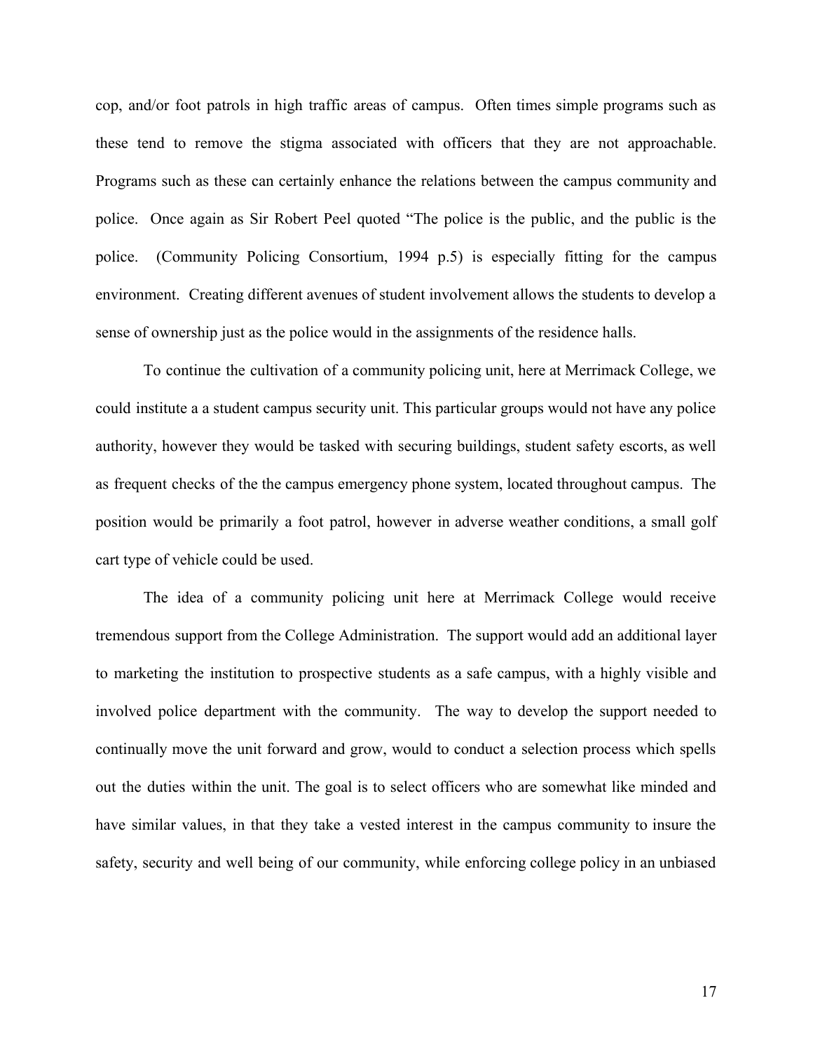cop, and/or foot patrols in high traffic areas of campus. Often times simple programs such as these tend to remove the stigma associated with officers that they are not approachable. Programs such as these can certainly enhance the relations between the campus community and police. Once again as Sir Robert Peel quoted "The police is the public, and the public is the police. (Community Policing Consortium, 1994 p.5) is especially fitting for the campus environment. Creating different avenues of student involvement allows the students to develop a sense of ownership just as the police would in the assignments of the residence halls.

To continue the cultivation of a community policing unit, here at Merrimack College, we could institute a a student campus security unit. This particular groups would not have any police authority, however they would be tasked with securing buildings, student safety escorts, as well as frequent checks of the the campus emergency phone system, located throughout campus. The position would be primarily a foot patrol, however in adverse weather conditions, a small golf cart type of vehicle could be used.

The idea of a community policing unit here at Merrimack College would receive tremendous support from the College Administration. The support would add an additional layer to marketing the institution to prospective students as a safe campus, with a highly visible and involved police department with the community. The way to develop the support needed to continually move the unit forward and grow, would to conduct a selection process which spells out the duties within the unit. The goal is to select officers who are somewhat like minded and have similar values, in that they take a vested interest in the campus community to insure the safety, security and well being of our community, while enforcing college policy in an unbiased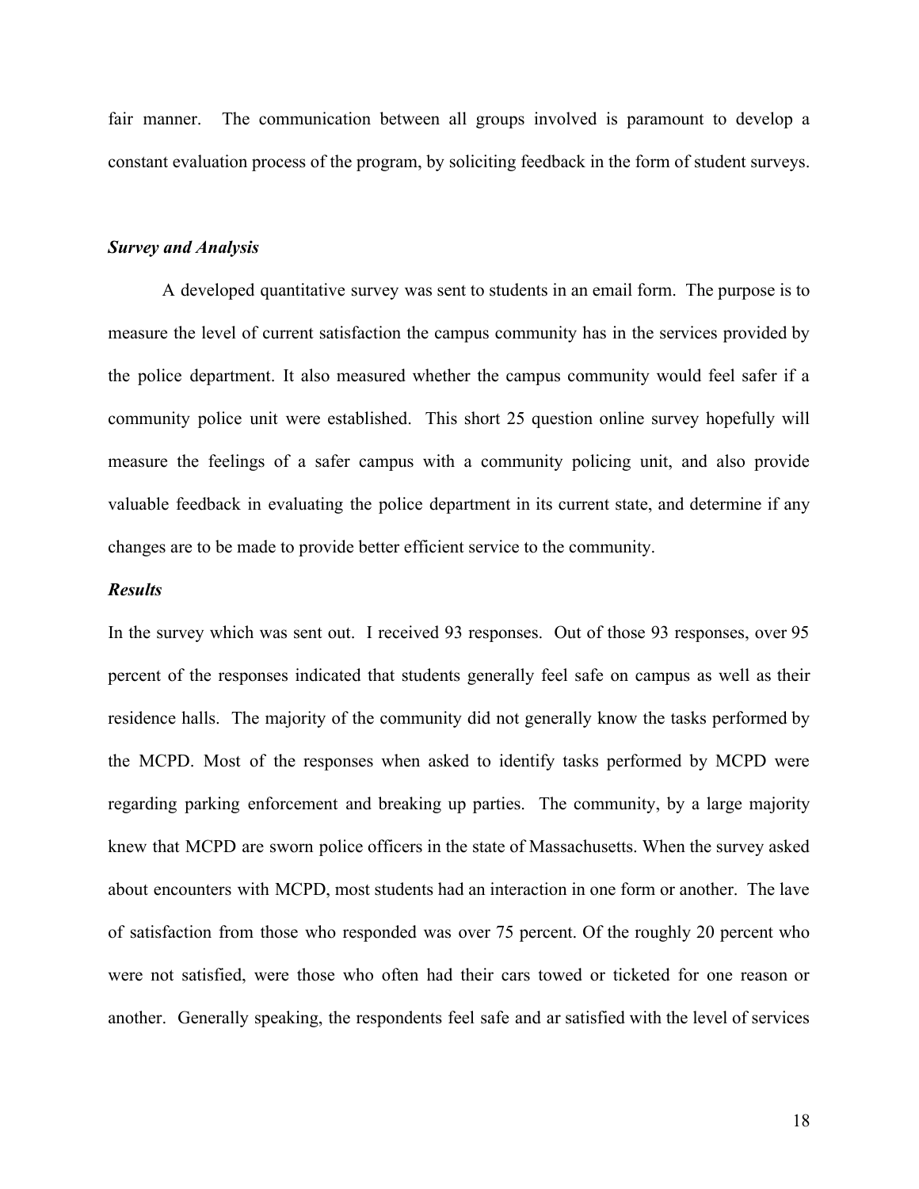fair manner. The communication between all groups involved is paramount to develop a constant evaluation process of the program, by soliciting feedback in the form of student surveys.

### *Survey and Analysis*

A developed quantitative survey was sent to students in an email form. The purpose is to measure the level of current satisfaction the campus community has in the services provided by the police department. It also measured whether the campus community would feel safer if a community police unit were established. This short 25 question online survey hopefully will measure the feelings of a safer campus with a community policing unit, and also provide valuable feedback in evaluating the police department in its current state, and determine if any changes are to be made to provide better efficient service to the community.

### *Results*

In the survey which was sent out. I received 93 responses. Out of those 93 responses, over 95 percent of the responses indicated that students generally feel safe on campus as well as their residence halls. The majority of the community did not generally know the tasks performed by the MCPD. Most of the responses when asked to identify tasks performed by MCPD were regarding parking enforcement and breaking up parties. The community, by a large majority knew that MCPD are sworn police officers in the state of Massachusetts. When the survey asked about encounters with MCPD, most students had an interaction in one form or another. The lave of satisfaction from those who responded was over 75 percent. Of the roughly 20 percent who were not satisfied, were those who often had their cars towed or ticketed for one reason or another. Generally speaking, the respondents feel safe and ar satisfied with the level of services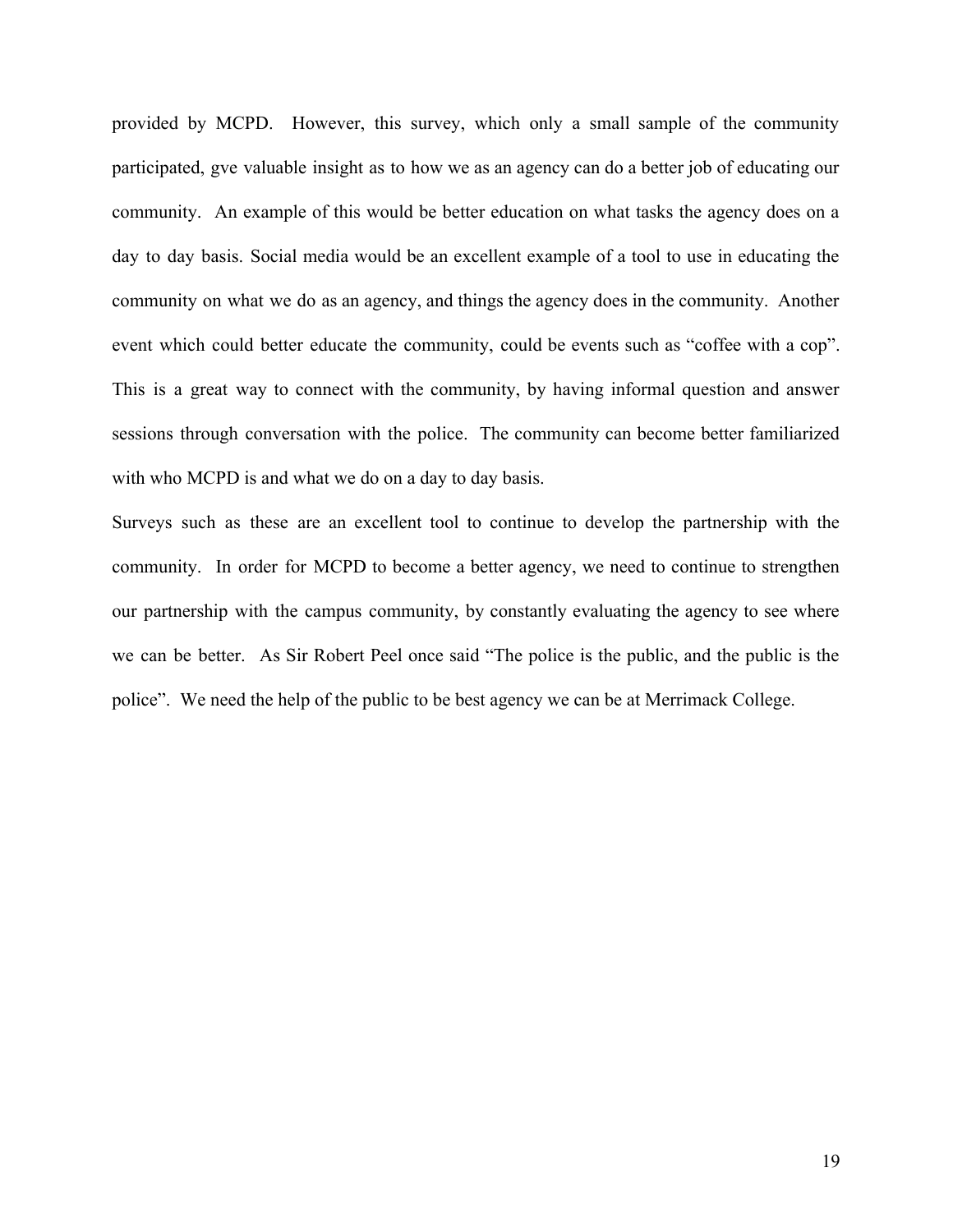provided by MCPD. However, this survey, which only a small sample of the community participated, gve valuable insight as to how we as an agency can do a better job of educating our community. An example of this would be better education on what tasks the agency does on a day to day basis. Social media would be an excellent example of a tool to use in educating the community on what we do as an agency, and things the agency does in the community. Another event which could better educate the community, could be events such as "coffee with a cop". This is a great way to connect with the community, by having informal question and answer sessions through conversation with the police. The community can become better familiarized with who MCPD is and what we do on a day to day basis.

Surveys such as these are an excellent tool to continue to develop the partnership with the community. In order for MCPD to become a better agency, we need to continue to strengthen our partnership with the campus community, by constantly evaluating the agency to see where we can be better. As Sir Robert Peel once said "The police is the public, and the public is the police". We need the help of the public to be best agency we can be at Merrimack College.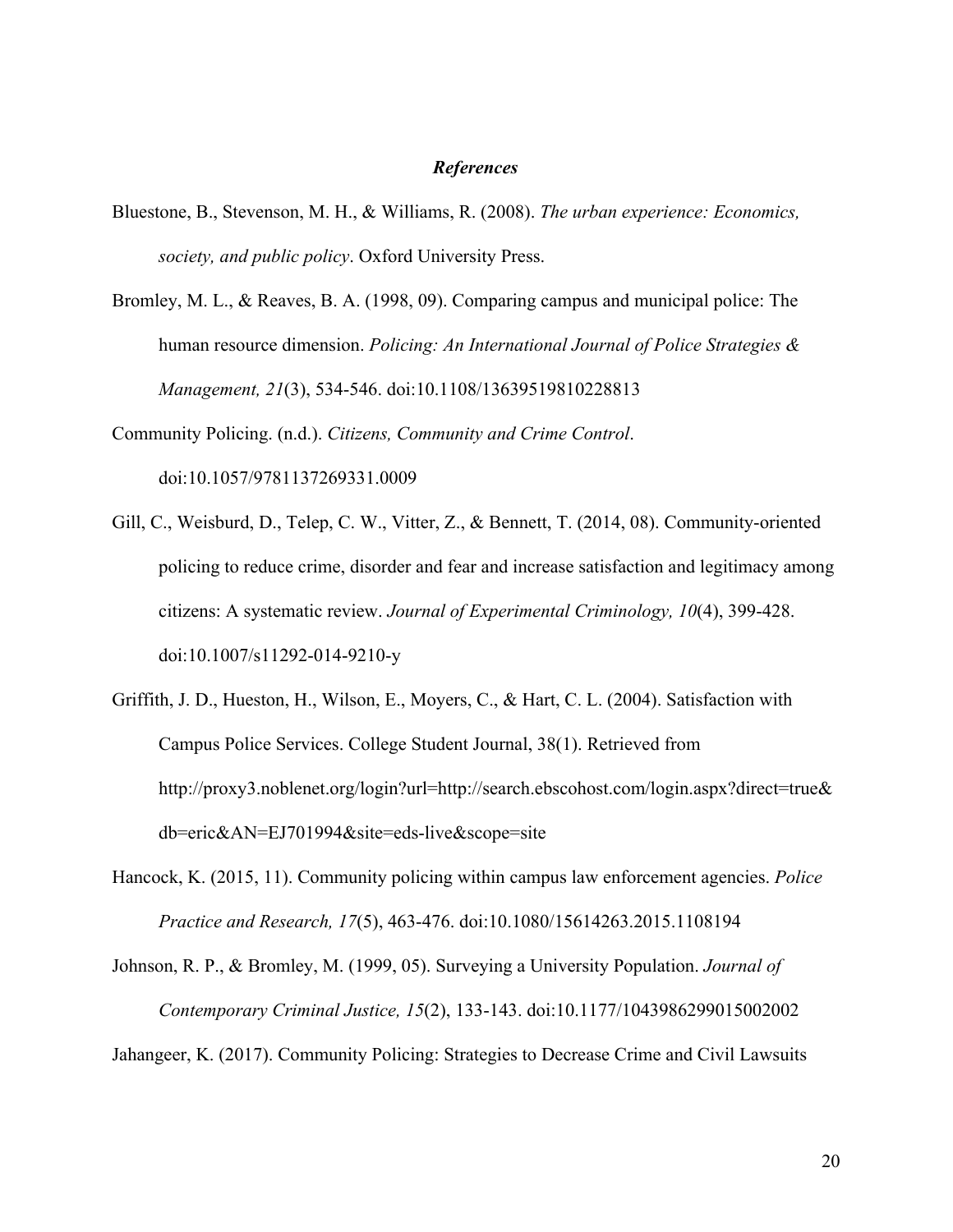### *References*

Bluestone, B., Stevenson, M. H., & Williams, R. (2008). *The urban experience: Economics, society, and public policy*. Oxford University Press.

Bromley, M. L., & Reaves, B. A. (1998, 09). Comparing campus and municipal police: The human resource dimension. *Policing: An International Journal of Police Strategies & Management, 21*(3), 534-546. doi:10.1108/13639519810228813

Community Policing. (n.d.). *Citizens, Community and Crime Control*. doi:10.1057/9781137269331.0009

Gill, C., Weisburd, D., Telep, C. W., Vitter, Z., & Bennett, T. (2014, 08). Community-oriented policing to reduce crime, disorder and fear and increase satisfaction and legitimacy among citizens: A systematic review. *Journal of Experimental Criminology, 10*(4), 399-428. doi:10.1007/s11292-014-9210-y

Griffith, J. D., Hueston, H., Wilson, E., Moyers, C., & Hart, C. L. (2004). Satisfaction with Campus Police Services. College Student Journal, 38(1). Retrieved from http://proxy3.noblenet.org/login?url=http://search.ebscohost.com/login.aspx?direct=true&db=eric&AN=EJ701994&site=eds-live&scope=site

Hancock, K. (2015, 11). Community policing within campus law enforcement agencies. *Police Practice and Research, 17*(5), 463-476. doi:10.1080/15614263.2015.1108194

Johnson, R. P., & Bromley, M. (1999, 05). Surveying a University Population. *Journal of Contemporary Criminal Justice, 15*(2), 133-143. doi:10.1177/1043986299015002002

Jahangeer, K. (2017). Community Policing: Strategies to Decrease Crime and Civil Lawsuits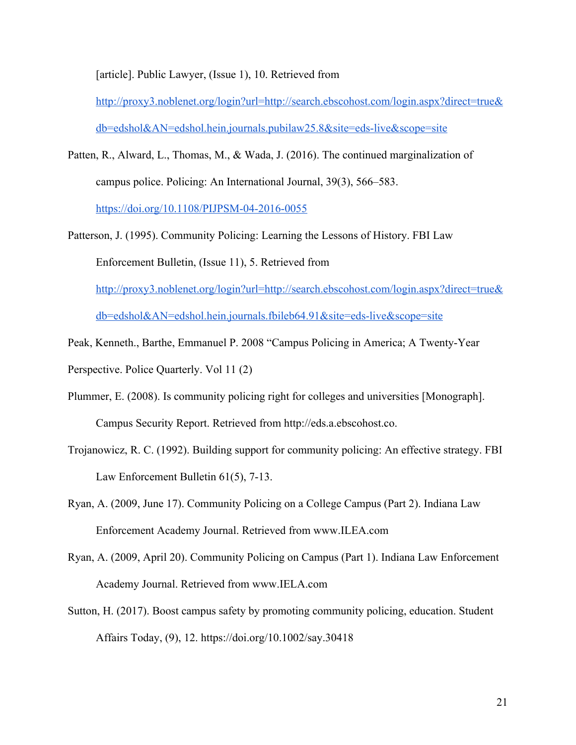[article]. Public Lawyer, (Issue 1), 10. Retrieved from http://proxy3.noblenet.org/login?url=http://search.ebscohost.com/login.aspx?direct=true&db=edshol&AN=edshol.hein.journals.pubilaw25.8&site=eds-live&scope=site

Patten, R., Alward, L., Thomas, M., & Wada, J. (2016). The continued marginalization of campus police. Policing: An International Journal, 39(3), 566–583. https://doi.org/10.1108/PIJPSM-04-2016-0055

Patterson, J. (1995). Community Policing: Learning the Lessons of History. FBI Law Enforcement Bulletin, (Issue 11), 5. Retrieved from http://proxy3.noblenet.org/login?url=http://search.ebscohost.com/login.aspx?direct=true&db=edshol&AN=edshol.hein.journals.fbileb64.91&site=eds-live&scope=site

Peak, Kenneth., Barthe, Emmanuel P. 2008 "Campus Policing in America; A Twenty-Year Perspective. Police Quarterly. Vol 11 (2)

Plummer, E. (2008). Is community policing right for colleges and universities [Monograph]. Campus Security Report. Retrieved from http://eds.a.ebscohost.co.

Trojanowicz, R. C. (1992). Building support for community policing: An effective strategy. FBI Law Enforcement Bulletin 61(5), 7-13.

Ryan, A. (2009, June 17). Community Policing on a College Campus (Part 2). Indiana Law Enforcement Academy Journal. Retrieved from www.ILEA.com

Ryan, A. (2009, April 20). Community Policing on Campus (Part 1). Indiana Law Enforcement Academy Journal. Retrieved from www.IELA.com

Sutton, H. (2017). Boost campus safety by promoting community policing, education. Student Affairs Today, (9), 12. https://doi.org/10.1002/say.30418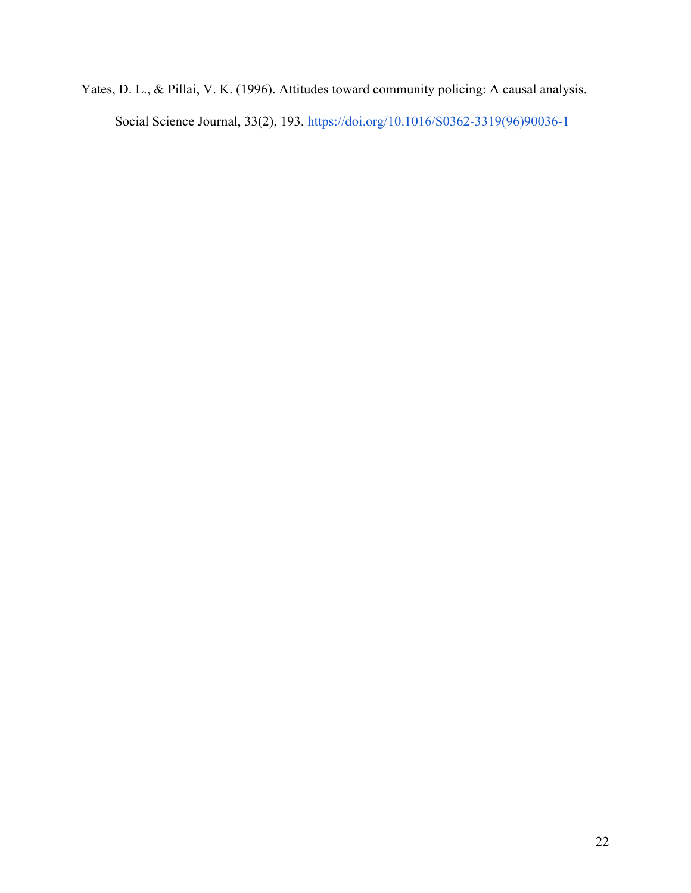Yates, D. L., & Pillai, V. K. (1996). Attitudes toward community policing: A causal analysis. Social Science Journal, 33(2), 193. https://doi.org/10.1016/S0362-3319(96)90036-1